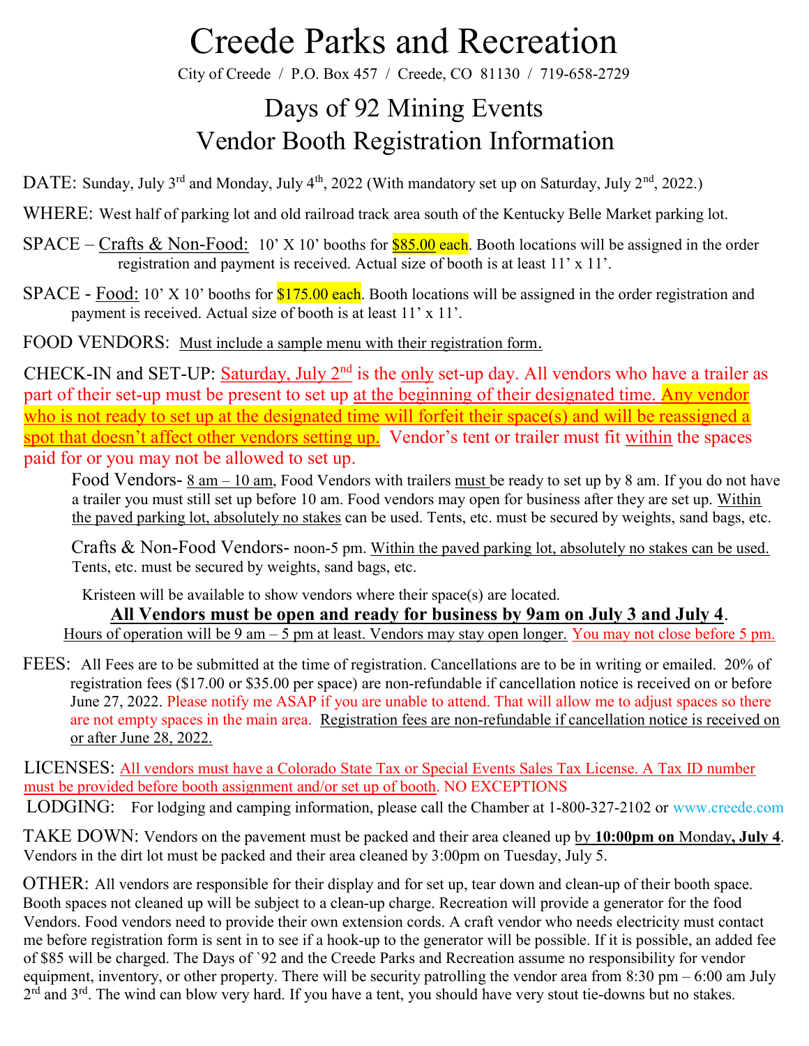# Creede Parks and Recreation

City of Creede / P.O. Box 457 / Creede, CO 81130 / 719-658-2729

## Days of 92 Mining Events
## Vendor Booth Registration Information

DATE: Sunday, July 3rd and Monday, July 4th, 2022 (With mandatory set up on Saturday, July 2nd, 2022.)

WHERE: West half of parking lot and old railroad track area south of the Kentucky Belle Market parking lot.

SPACE – Crafts & Non-Food: 10' X 10' booths for **$85.00 each**. Booth locations will be assigned in the order registration and payment is received. Actual size of booth is at least 11' x 11'.

SPACE - Food: 10' X 10' booths for **$175.00 each**. Booth locations will be assigned in the order registration and payment is received. Actual size of booth is at least 11' x 11'.

FOOD VENDORS: Must include a sample menu with their registration form.

CHECK-IN and SET-UP: Saturday, July 2nd is the only set-up day. All vendors who have a trailer as part of their set-up must be present to set up at the beginning of their designated time. **Any vendor who is not ready to set up at the designated time will forfeit their space(s) and will be reassigned a spot that doesn't affect other vendors setting up.** Vendor's tent or trailer must fit within the spaces paid for or you may not be allowed to set up.

Food Vendors- 8 am – 10 am, Food Vendors with trailers must be ready to set up by 8 am. If you do not have a trailer you must still set up before 10 am. Food vendors may open for business after they are set up. Within the paved parking lot, absolutely no stakes can be used. Tents, etc. must be secured by weights, sand bags, etc.

Crafts & Non-Food Vendors- noon-5 pm. Within the paved parking lot, absolutely no stakes can be used. Tents, etc. must be secured by weights, sand bags, etc.

Kristeen will be available to show vendors where their space(s) are located.

**All Vendors must be open and ready for business by 9am on July 3 and July 4.**

Hours of operation will be 9 am – 5 pm at least. Vendors may stay open longer. You may not close before 5 pm.

FEES: All Fees are to be submitted at the time of registration. Cancellations are to be in writing or emailed. 20% of registration fees ($17.00 or $35.00 per space) are non-refundable if cancellation notice is received on or before June 27, 2022. Please notify me ASAP if you are unable to attend. That will allow me to adjust spaces so there are not empty spaces in the main area. Registration fees are non-refundable if cancellation notice is received on or after June 28, 2022.

LICENSES: All vendors must have a Colorado State Tax or Special Events Sales Tax License. A Tax ID number must be provided before booth assignment and/or set up of booth. NO EXCEPTIONS

LODGING: For lodging and camping information, please call the Chamber at 1-800-327-2102 or www.creede.com

TAKE DOWN: Vendors on the pavement must be packed and their area cleaned up by **10:00pm on** Monday**, July 4**. Vendors in the dirt lot must be packed and their area cleaned by 3:00pm on Tuesday, July 5.

OTHER: All vendors are responsible for their display and for set up, tear down and clean-up of their booth space. Booth spaces not cleaned up will be subject to a clean-up charge. Recreation will provide a generator for the food Vendors. Food vendors need to provide their own extension cords. A craft vendor who needs electricity must contact me before registration form is sent in to see if a hook-up to the generator will be possible. If it is possible, an added fee of $85 will be charged. The Days of `92 and the Creede Parks and Recreation assume no responsibility for vendor equipment, inventory, or other property. There will be security patrolling the vendor area from 8:30 pm – 6:00 am July 2nd and 3rd. The wind can blow very hard. If you have a tent, you should have very stout tie-downs but no stakes.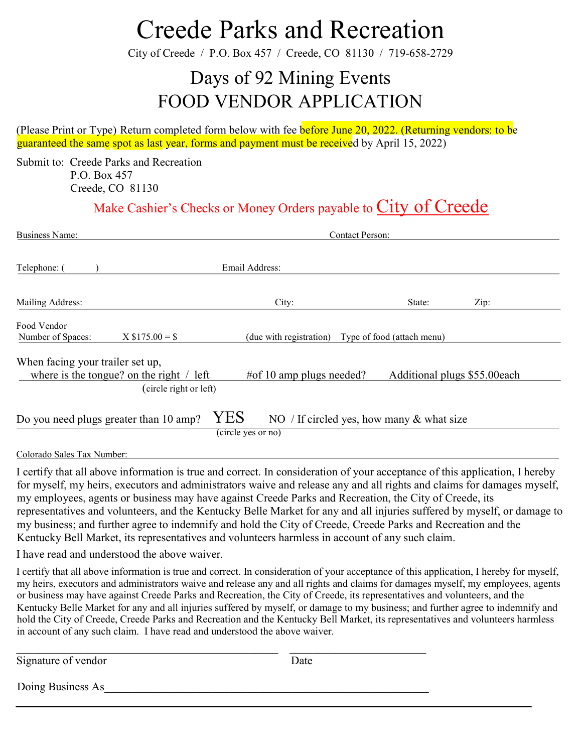# Creede Parks and Recreation

City of Creede / P.O. Box 457 / Creede, CO 81130 / 719-658-2729

## Days of 92 Mining Events
## FOOD VENDOR APPLICATION

(Please Print or Type) Return completed form below with fee before June 20, 2022. (Returning vendors: to be guaranteed the same spot as last year, forms and payment must be received by April 15, 2022)

Submit to: Creede Parks and Recreation
P.O. Box 457
Creede, CO 81130

Make Cashier's Checks or Money Orders payable to City of Creede

Business Name: ____________________ Contact Person: ____________________

Telephone: (      ) ____________________ Email Address: ____________________

Mailing Address: ____________________ City: ____________ State: ______ Zip: ______

Food Vendor
Number of Spaces: ______ X $175.00 = $ ______ (due with registration) Type of food (attach menu) ____________________

When facing your trailer set up,
where is the tongue? on the right / left (circle right or left) #of 10 amp plugs needed? ______ Additional plugs $55.00each

Do you need plugs greater than 10 amp? YES NO (circle yes or no) / If circled yes, how many & what size ____________________

Colorado Sales Tax Number: ____________________

I certify that all above information is true and correct. In consideration of your acceptance of this application, I hereby for myself, my heirs, executors and administrators waive and release any and all rights and claims for damages myself, my employees, agents or business may have against Creede Parks and Recreation, the City of Creede, its representatives and volunteers, and the Kentucky Belle Market for any and all injuries suffered by myself, or damage to my business; and further agree to indemnify and hold the City of Creede, Creede Parks and Recreation and the Kentucky Bell Market, its representatives and volunteers harmless in account of any such claim.

I have read and understood the above waiver.

I certify that all above information is true and correct. In consideration of your acceptance of this application, I hereby for myself, my heirs, executors and administrators waive and release any and all rights and claims for damages myself, my employees, agents or business may have against Creede Parks and Recreation, the City of Creede, its representatives and volunteers, and the Kentucky Belle Market for any and all injuries suffered by myself, or damage to my business; and further agree to indemnify and hold the City of Creede, Creede Parks and Recreation and the Kentucky Bell Market, its representatives and volunteers harmless in account of any such claim. I have read and understood the above waiver.

____________________________________ ____________________
Signature of vendor Date

Doing Business As____________________________________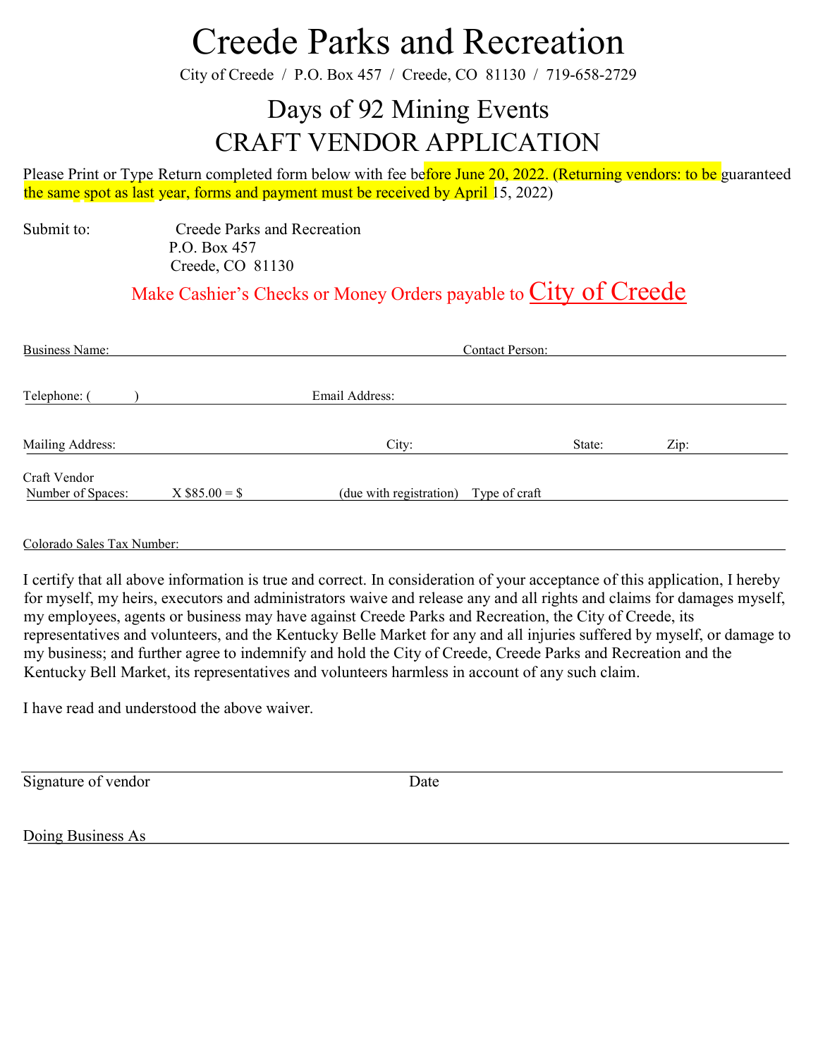# Creede Parks and Recreation

City of Creede / P.O. Box 457 / Creede, CO 81130 / 719-658-2729

## Days of 92 Mining Events
## CRAFT VENDOR APPLICATION

Please Print or Type Return completed form below with fee before June 20, 2022. (Returning vendors: to be guaranteed the same spot as last year, forms and payment must be received by April 15, 2022)

Submit to: Creede Parks and Recreation
P.O. Box 457
Creede, CO 81130

Make Cashier's Checks or Money Orders payable to City of Creede

Business Name: ______________________ Contact Person: ______________________

Telephone: ( ) ______________ Email Address: ______________________

Mailing Address: ______________ City: ______________ State: ______ Zip: ______

Craft Vendor
Number of Spaces: ______ X $85.00 = $ ______ (due with registration) Type of craft ______________

Colorado Sales Tax Number: ______________________

I certify that all above information is true and correct. In consideration of your acceptance of this application, I hereby for myself, my heirs, executors and administrators waive and release any and all rights and claims for damages myself, my employees, agents or business may have against Creede Parks and Recreation, the City of Creede, its representatives and volunteers, and the Kentucky Belle Market for any and all injuries suffered by myself, or damage to my business; and further agree to indemnify and hold the City of Creede, Creede Parks and Recreation and the Kentucky Bell Market, its representatives and volunteers harmless in account of any such claim.

I have read and understood the above waiver.

______________________________________________

Signature of vendor Date

Doing Business As ______________________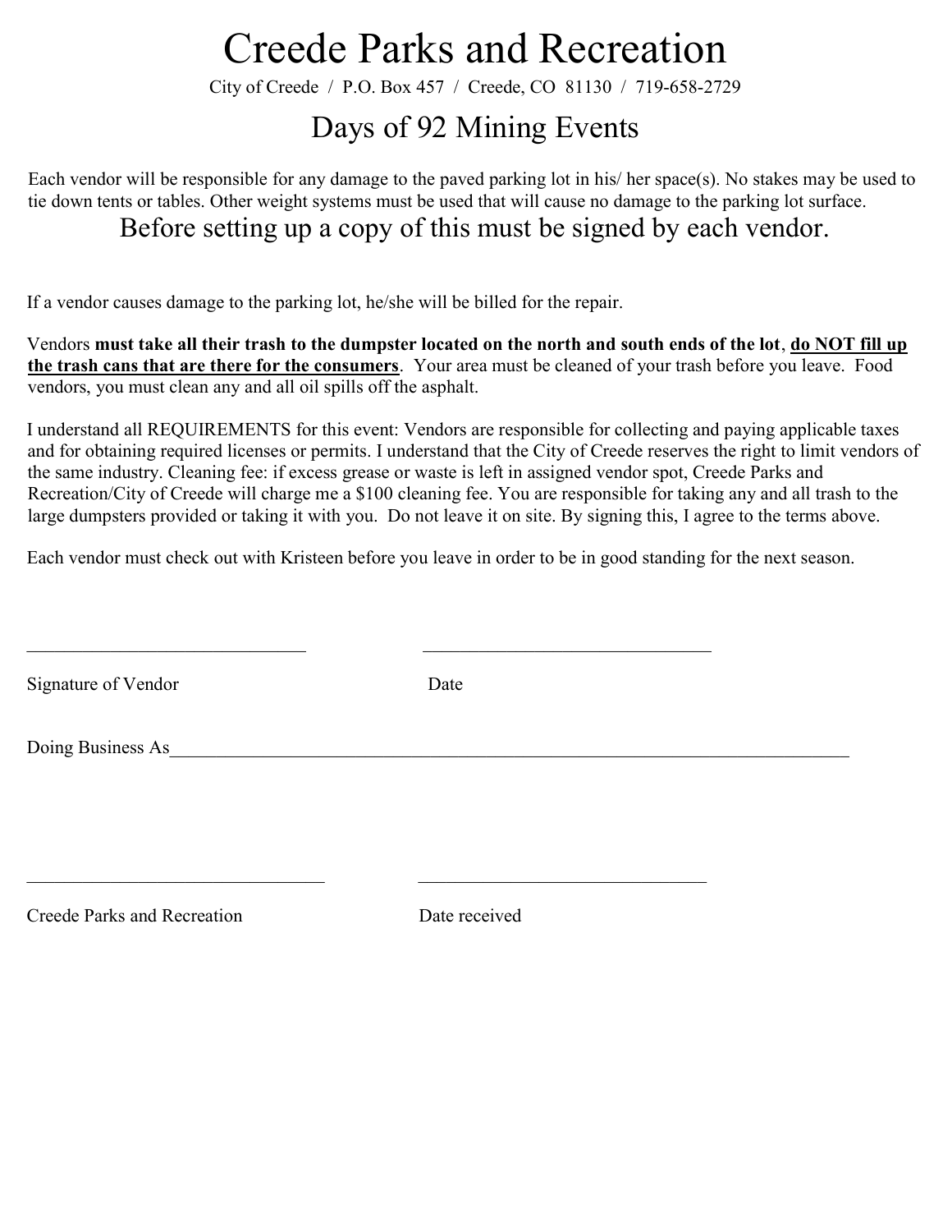# Creede Parks and Recreation

City of Creede / P.O. Box 457 / Creede, CO 81130 / 719-658-2729

## Days of 92 Mining Events

Each vendor will be responsible for any damage to the paved parking lot in his/ her space(s). No stakes may be used to tie down tents or tables. Other weight systems must be used that will cause no damage to the parking lot surface.

### Before setting up a copy of this must be signed by each vendor.

If a vendor causes damage to the parking lot, he/she will be billed for the repair.

Vendors **must take all their trash to the dumpster located on the north and south ends of the lot**, **do NOT fill up the trash cans that are there for the consumers**. Your area must be cleaned of your trash before you leave. Food vendors, you must clean any and all oil spills off the asphalt.

I understand all REQUIREMENTS for this event: Vendors are responsible for collecting and paying applicable taxes and for obtaining required licenses or permits. I understand that the City of Creede reserves the right to limit vendors of the same industry. Cleaning fee: if excess grease or waste is left in assigned vendor spot, Creede Parks and Recreation/City of Creede will charge me a $100 cleaning fee. You are responsible for taking any and all trash to the large dumpsters provided or taking it with you. Do not leave it on site. By signing this, I agree to the terms above.

Each vendor must check out with Kristeen before you leave in order to be in good standing for the next season.

______________________________ ______________________________

Signature of Vendor Date

Doing Business As______________________________________________________________________

______________________________ ______________________________

Creede Parks and Recreation Date received